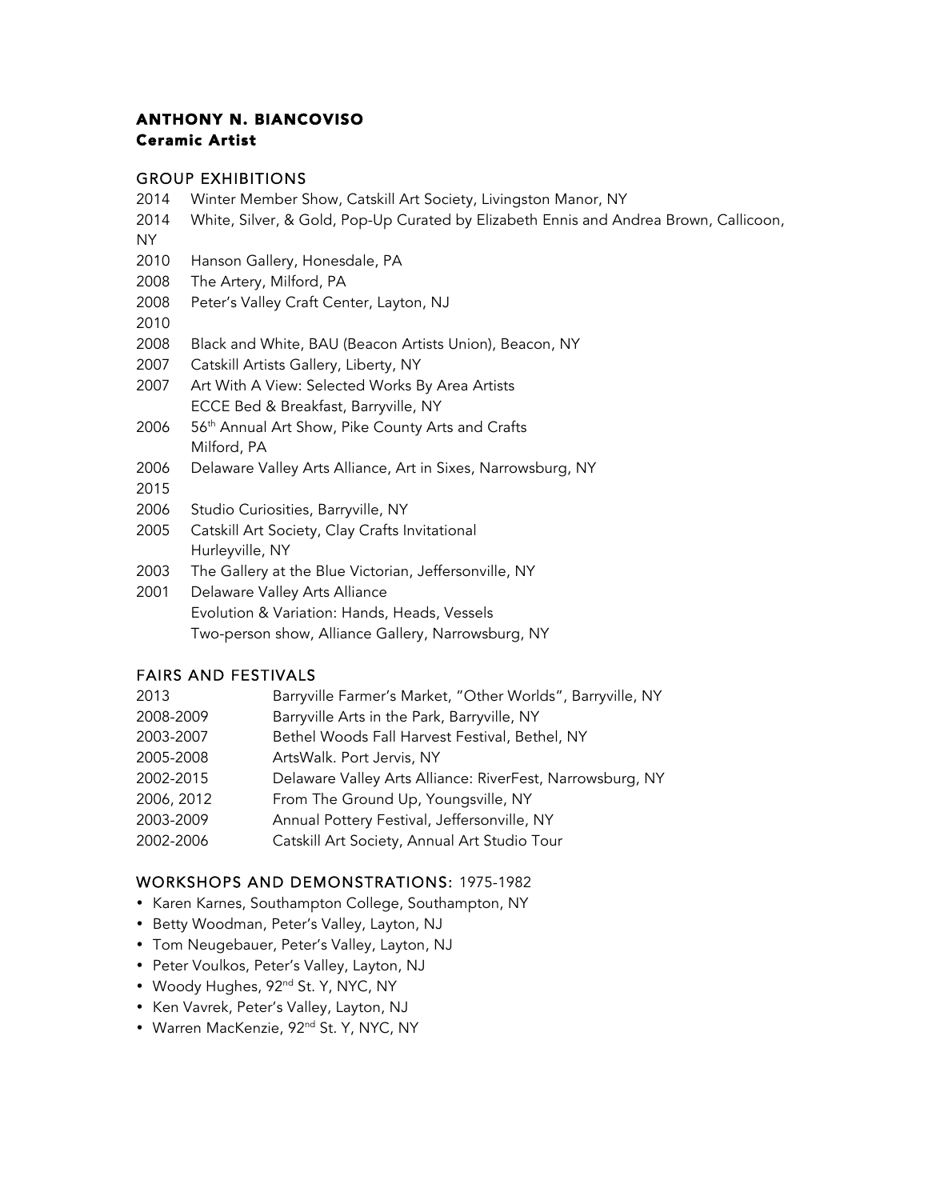# ANTHONY N. BIANCOVISO

**Ceramic Artist**

## GROUP EXHIBITIONS

2014 Winter Member Show, Catskill Art Society, Livingston Manor, NY
2014 White, Silver, & Gold, Pop-Up Curated by Elizabeth Ennis and Andrea Brown, Callicoon, NY
2010 Hanson Gallery, Honesdale, PA
2008 The Artery, Milford, PA
2008 Peter's Valley Craft Center, Layton, NJ
2010
2008 Black and White, BAU (Beacon Artists Union), Beacon, NY
2007 Catskill Artists Gallery, Liberty, NY
2007 Art With A View: Selected Works By Area Artists
ECCE Bed & Breakfast, Barryville, NY
2006 56th Annual Art Show, Pike County Arts and Crafts
Milford, PA
2006 Delaware Valley Arts Alliance, Art in Sixes, Narrowsburg, NY
2015
2006 Studio Curiosities, Barryville, NY
2005 Catskill Art Society, Clay Crafts Invitational
Hurleyville, NY
2003 The Gallery at the Blue Victorian, Jeffersonville, NY
2001 Delaware Valley Arts Alliance
Evolution & Variation: Hands, Heads, Vessels
Two-person show, Alliance Gallery, Narrowsburg, NY

## FAIRS AND FESTIVALS

2013 Barryville Farmer's Market, "Other Worlds", Barryville, NY
2008-2009 Barryville Arts in the Park, Barryville, NY
2003-2007 Bethel Woods Fall Harvest Festival, Bethel, NY
2005-2008 ArtsWalk. Port Jervis, NY
2002-2015 Delaware Valley Arts Alliance: RiverFest, Narrowsburg, NY
2006, 2012 From The Ground Up, Youngsville, NY
2003-2009 Annual Pottery Festival, Jeffersonville, NY
2002-2006 Catskill Art Society, Annual Art Studio Tour

## WORKSHOPS AND DEMONSTRATIONS: 1975-1982

- Karen Karnes, Southampton College, Southampton, NY
- Betty Woodman, Peter's Valley, Layton, NJ
- Tom Neugebauer, Peter's Valley, Layton, NJ
- Peter Voulkos, Peter's Valley, Layton, NJ
- Woody Hughes, 92nd St. Y, NYC, NY
- Ken Vavrek, Peter's Valley, Layton, NJ
- Warren MacKenzie, 92nd St. Y, NYC, NY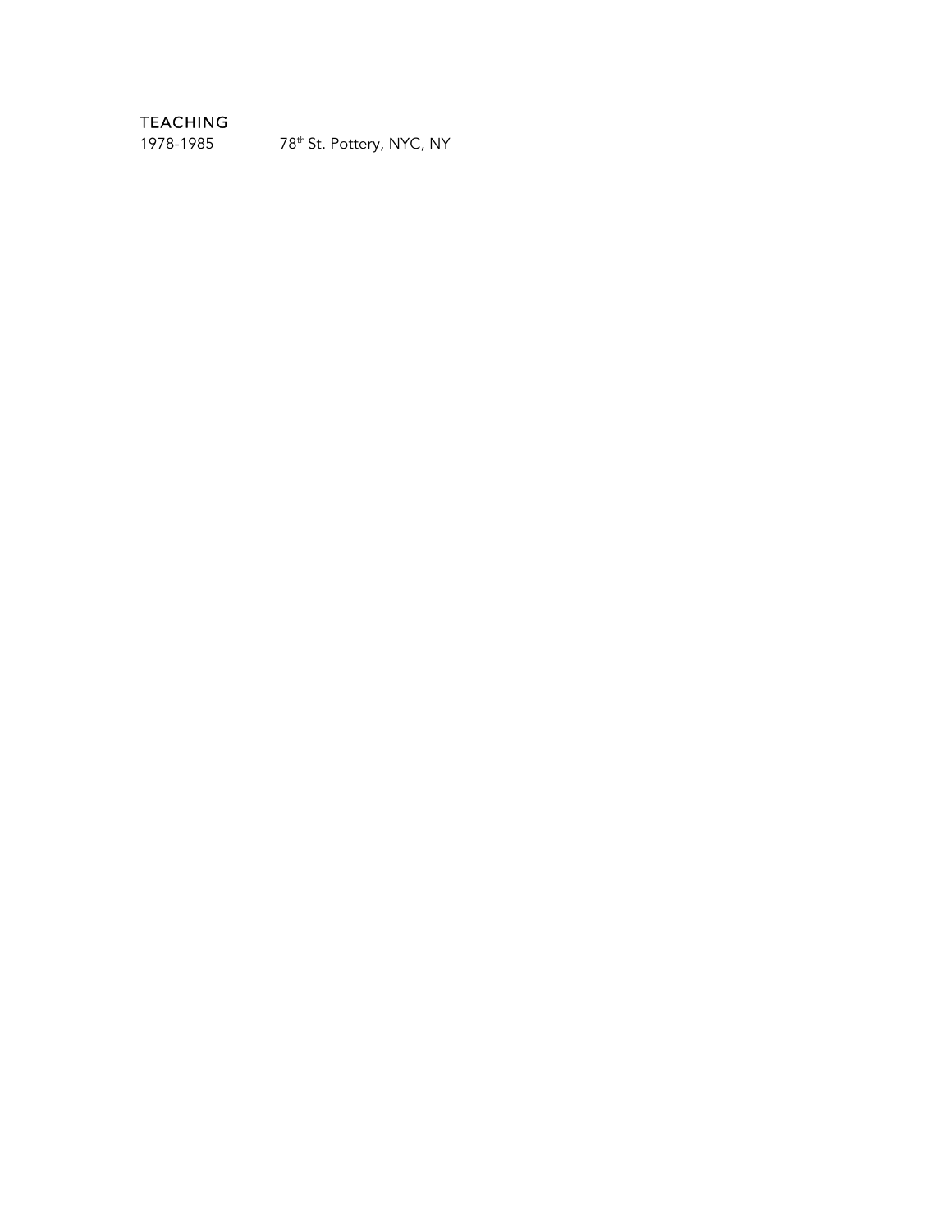## TEACHING

1978-1985 78th St. Pottery, NYC, NY